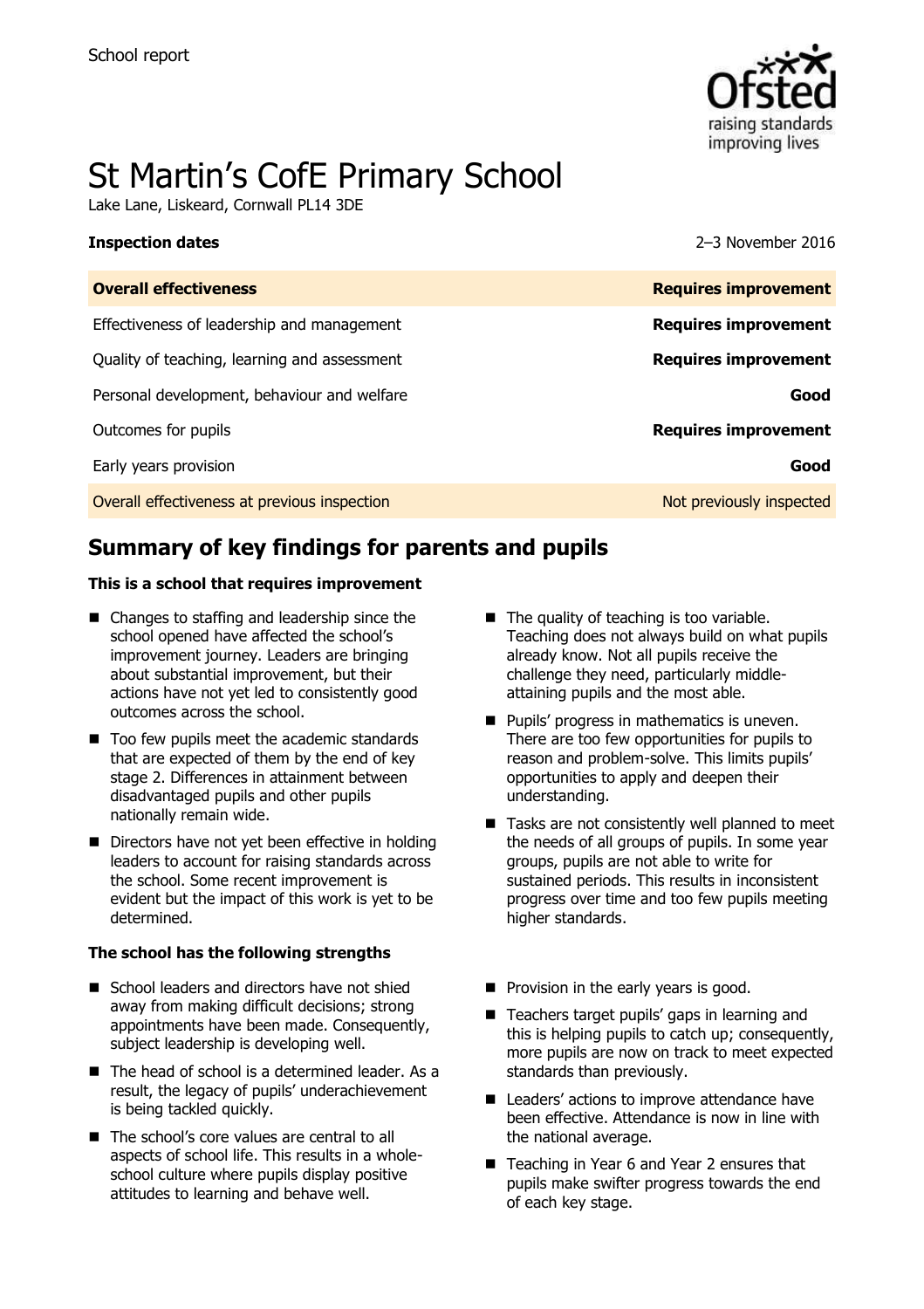School report

# St Martin's CofE Primary School

Lake Lane, Liskeard, Cornwall PL14 3DE

| **Inspection dates** | 2–3 November 2016 |
| --- | --- |
| **Overall effectiveness** | **Requires improvement** |
| Effectiveness of leadership and management | **Requires improvement** |
| Quality of teaching, learning and assessment | **Requires improvement** |
| Personal development, behaviour and welfare | **Good** |
| Outcomes for pupils | **Requires improvement** |
| Early years provision | **Good** |
| Overall effectiveness at previous inspection | Not previously inspected |

## Summary of key findings for parents and pupils

**This is a school that requires improvement**

- Changes to staffing and leadership since the school opened have affected the school's improvement journey. Leaders are bringing about substantial improvement, but their actions have not yet led to consistently good outcomes across the school.
- Too few pupils meet the academic standards that are expected of them by the end of key stage 2. Differences in attainment between disadvantaged pupils and other pupils nationally remain wide.
- Directors have not yet been effective in holding leaders to account for raising standards across the school. Some recent improvement is evident but the impact of this work is yet to be determined.
- The quality of teaching is too variable. Teaching does not always build on what pupils already know. Not all pupils receive the challenge they need, particularly middle-attaining pupils and the most able.
- Pupils' progress in mathematics is uneven. There are too few opportunities for pupils to reason and problem-solve. This limits pupils' opportunities to apply and deepen their understanding.
- Tasks are not consistently well planned to meet the needs of all groups of pupils. In some year groups, pupils are not able to write for sustained periods. This results in inconsistent progress over time and too few pupils meeting higher standards.

**The school has the following strengths**

- School leaders and directors have not shied away from making difficult decisions; strong appointments have been made. Consequently, subject leadership is developing well.
- The head of school is a determined leader. As a result, the legacy of pupils' underachievement is being tackled quickly.
- The school's core values are central to all aspects of school life. This results in a whole-school culture where pupils display positive attitudes to learning and behave well.
- Provision in the early years is good.
- Teachers target pupils' gaps in learning and this is helping pupils to catch up; consequently, more pupils are now on track to meet expected standards than previously.
- Leaders' actions to improve attendance have been effective. Attendance is now in line with the national average.
- Teaching in Year 6 and Year 2 ensures that pupils make swifter progress towards the end of each key stage.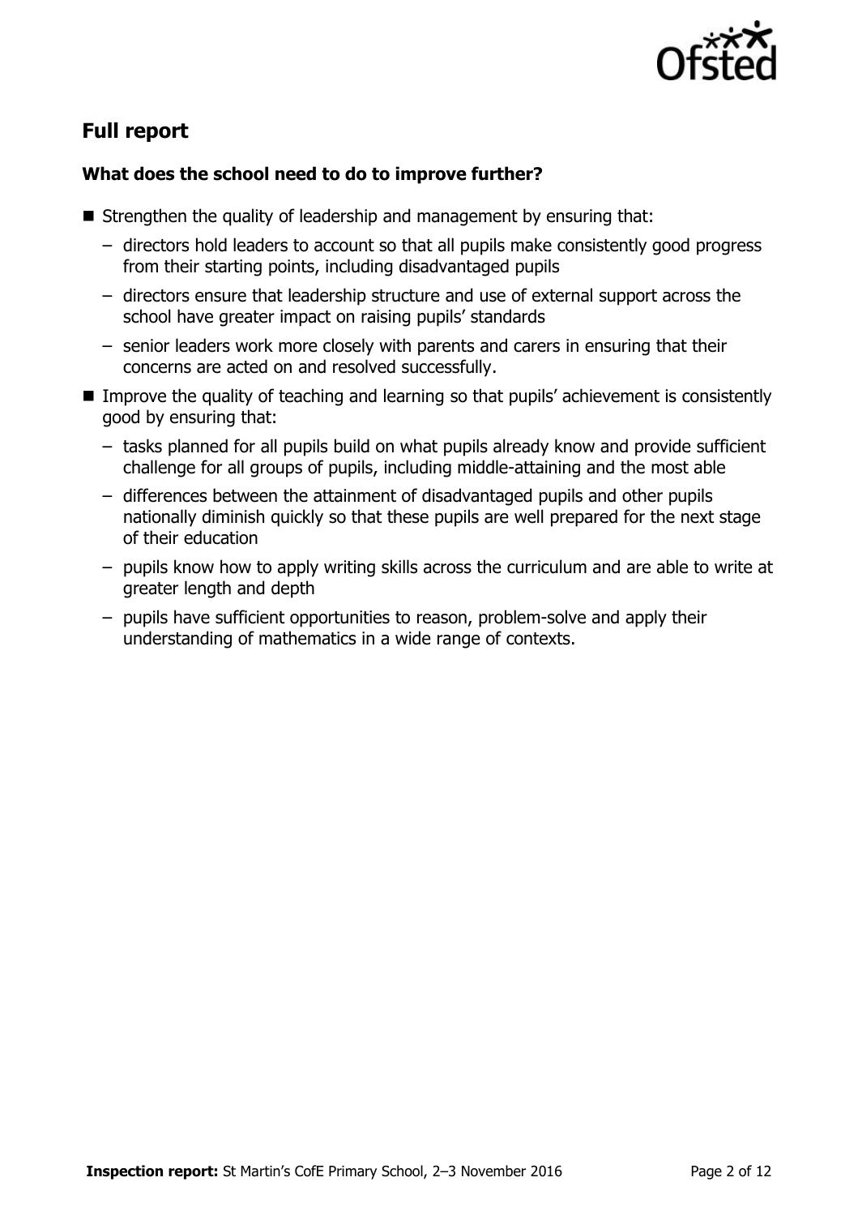## Full report

### What does the school need to do to improve further?

- Strengthen the quality of leadership and management by ensuring that:
  - directors hold leaders to account so that all pupils make consistently good progress from their starting points, including disadvantaged pupils
  - directors ensure that leadership structure and use of external support across the school have greater impact on raising pupils' standards
  - senior leaders work more closely with parents and carers in ensuring that their concerns are acted on and resolved successfully.
- Improve the quality of teaching and learning so that pupils' achievement is consistently good by ensuring that:
  - tasks planned for all pupils build on what pupils already know and provide sufficient challenge for all groups of pupils, including middle-attaining and the most able
  - differences between the attainment of disadvantaged pupils and other pupils nationally diminish quickly so that these pupils are well prepared for the next stage of their education
  - pupils know how to apply writing skills across the curriculum and are able to write at greater length and depth
  - pupils have sufficient opportunities to reason, problem-solve and apply their understanding of mathematics in a wide range of contexts.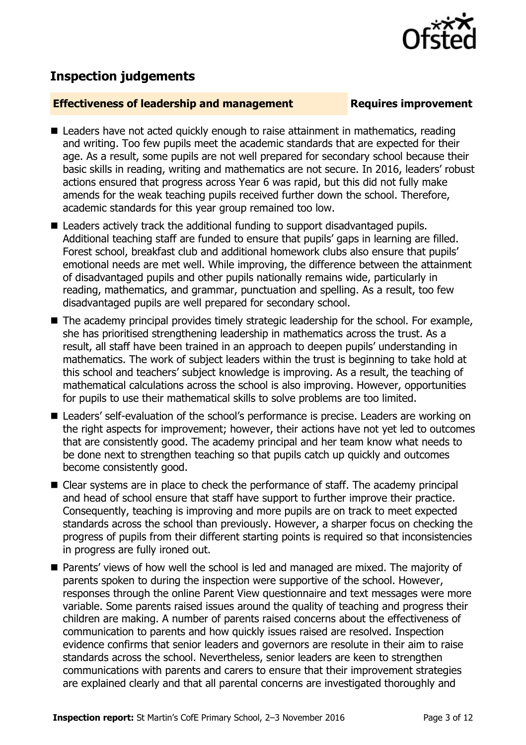## Inspection judgements

**Effectiveness of leadership and management** **Requires improvement**

- Leaders have not acted quickly enough to raise attainment in mathematics, reading and writing. Too few pupils meet the academic standards that are expected for their age. As a result, some pupils are not well prepared for secondary school because their basic skills in reading, writing and mathematics are not secure. In 2016, leaders' robust actions ensured that progress across Year 6 was rapid, but this did not fully make amends for the weak teaching pupils received further down the school. Therefore, academic standards for this year group remained too low.
- Leaders actively track the additional funding to support disadvantaged pupils. Additional teaching staff are funded to ensure that pupils' gaps in learning are filled. Forest school, breakfast club and additional homework clubs also ensure that pupils' emotional needs are met well. While improving, the difference between the attainment of disadvantaged pupils and other pupils nationally remains wide, particularly in reading, mathematics, and grammar, punctuation and spelling. As a result, too few disadvantaged pupils are well prepared for secondary school.
- The academy principal provides timely strategic leadership for the school. For example, she has prioritised strengthening leadership in mathematics across the trust. As a result, all staff have been trained in an approach to deepen pupils' understanding in mathematics. The work of subject leaders within the trust is beginning to take hold at this school and teachers' subject knowledge is improving. As a result, the teaching of mathematical calculations across the school is also improving. However, opportunities for pupils to use their mathematical skills to solve problems are too limited.
- Leaders' self-evaluation of the school's performance is precise. Leaders are working on the right aspects for improvement; however, their actions have not yet led to outcomes that are consistently good. The academy principal and her team know what needs to be done next to strengthen teaching so that pupils catch up quickly and outcomes become consistently good.
- Clear systems are in place to check the performance of staff. The academy principal and head of school ensure that staff have support to further improve their practice. Consequently, teaching is improving and more pupils are on track to meet expected standards across the school than previously. However, a sharper focus on checking the progress of pupils from their different starting points is required so that inconsistencies in progress are fully ironed out.
- Parents' views of how well the school is led and managed are mixed. The majority of parents spoken to during the inspection were supportive of the school. However, responses through the online Parent View questionnaire and text messages were more variable. Some parents raised issues around the quality of teaching and progress their children are making. A number of parents raised concerns about the effectiveness of communication to parents and how quickly issues raised are resolved. Inspection evidence confirms that senior leaders and governors are resolute in their aim to raise standards across the school. Nevertheless, senior leaders are keen to strengthen communications with parents and carers to ensure that their improvement strategies are explained clearly and that all parental concerns are investigated thoroughly and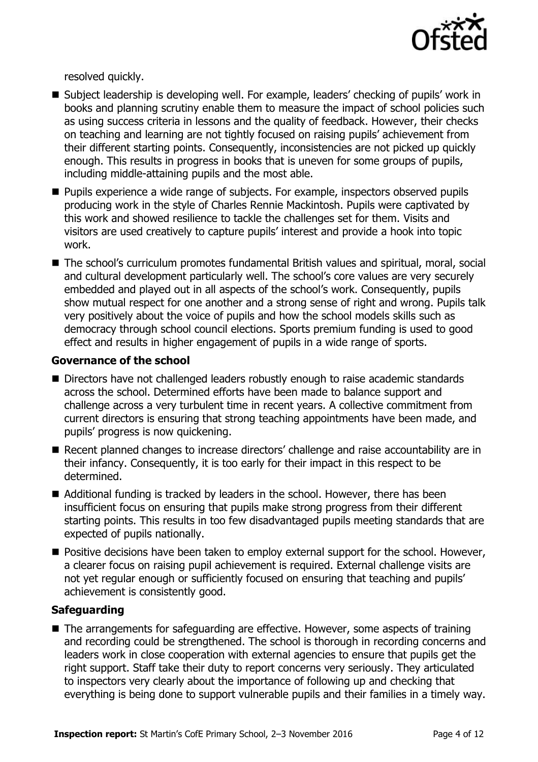resolved quickly.

- Subject leadership is developing well. For example, leaders' checking of pupils' work in books and planning scrutiny enable them to measure the impact of school policies such as using success criteria in lessons and the quality of feedback. However, their checks on teaching and learning are not tightly focused on raising pupils' achievement from their different starting points. Consequently, inconsistencies are not picked up quickly enough. This results in progress in books that is uneven for some groups of pupils, including middle-attaining pupils and the most able.
- Pupils experience a wide range of subjects. For example, inspectors observed pupils producing work in the style of Charles Rennie Mackintosh. Pupils were captivated by this work and showed resilience to tackle the challenges set for them. Visits and visitors are used creatively to capture pupils' interest and provide a hook into topic work.
- The school's curriculum promotes fundamental British values and spiritual, moral, social and cultural development particularly well. The school's core values are very securely embedded and played out in all aspects of the school's work. Consequently, pupils show mutual respect for one another and a strong sense of right and wrong. Pupils talk very positively about the voice of pupils and how the school models skills such as democracy through school council elections. Sports premium funding is used to good effect and results in higher engagement of pupils in a wide range of sports.

### Governance of the school

- Directors have not challenged leaders robustly enough to raise academic standards across the school. Determined efforts have been made to balance support and challenge across a very turbulent time in recent years. A collective commitment from current directors is ensuring that strong teaching appointments have been made, and pupils' progress is now quickening.
- Recent planned changes to increase directors' challenge and raise accountability are in their infancy. Consequently, it is too early for their impact in this respect to be determined.
- Additional funding is tracked by leaders in the school. However, there has been insufficient focus on ensuring that pupils make strong progress from their different starting points. This results in too few disadvantaged pupils meeting standards that are expected of pupils nationally.
- Positive decisions have been taken to employ external support for the school. However, a clearer focus on raising pupil achievement is required. External challenge visits are not yet regular enough or sufficiently focused on ensuring that teaching and pupils' achievement is consistently good.

### Safeguarding

- The arrangements for safeguarding are effective. However, some aspects of training and recording could be strengthened. The school is thorough in recording concerns and leaders work in close cooperation with external agencies to ensure that pupils get the right support. Staff take their duty to report concerns very seriously. They articulated to inspectors very clearly about the importance of following up and checking that everything is being done to support vulnerable pupils and their families in a timely way.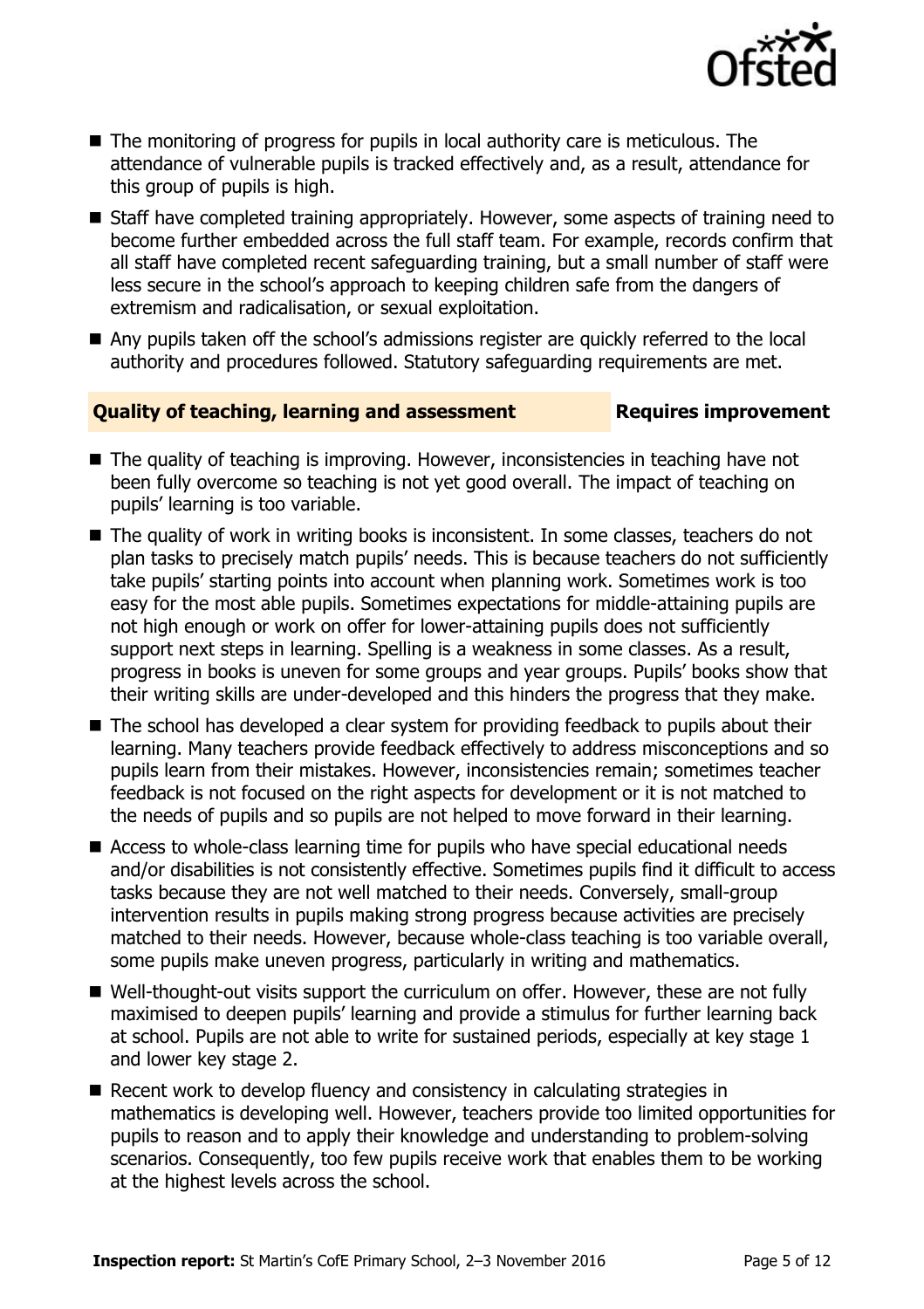- The monitoring of progress for pupils in local authority care is meticulous. The attendance of vulnerable pupils is tracked effectively and, as a result, attendance for this group of pupils is high.
- Staff have completed training appropriately. However, some aspects of training need to become further embedded across the full staff team. For example, records confirm that all staff have completed recent safeguarding training, but a small number of staff were less secure in the school's approach to keeping children safe from the dangers of extremism and radicalisation, or sexual exploitation.
- Any pupils taken off the school's admissions register are quickly referred to the local authority and procedures followed. Statutory safeguarding requirements are met.

## Quality of teaching, learning and assessment — Requires improvement

- The quality of teaching is improving. However, inconsistencies in teaching have not been fully overcome so teaching is not yet good overall. The impact of teaching on pupils' learning is too variable.
- The quality of work in writing books is inconsistent. In some classes, teachers do not plan tasks to precisely match pupils' needs. This is because teachers do not sufficiently take pupils' starting points into account when planning work. Sometimes work is too easy for the most able pupils. Sometimes expectations for middle-attaining pupils are not high enough or work on offer for lower-attaining pupils does not sufficiently support next steps in learning. Spelling is a weakness in some classes. As a result, progress in books is uneven for some groups and year groups. Pupils' books show that their writing skills are under-developed and this hinders the progress that they make.
- The school has developed a clear system for providing feedback to pupils about their learning. Many teachers provide feedback effectively to address misconceptions and so pupils learn from their mistakes. However, inconsistencies remain; sometimes teacher feedback is not focused on the right aspects for development or it is not matched to the needs of pupils and so pupils are not helped to move forward in their learning.
- Access to whole-class learning time for pupils who have special educational needs and/or disabilities is not consistently effective. Sometimes pupils find it difficult to access tasks because they are not well matched to their needs. Conversely, small-group intervention results in pupils making strong progress because activities are precisely matched to their needs. However, because whole-class teaching is too variable overall, some pupils make uneven progress, particularly in writing and mathematics.
- Well-thought-out visits support the curriculum on offer. However, these are not fully maximised to deepen pupils' learning and provide a stimulus for further learning back at school. Pupils are not able to write for sustained periods, especially at key stage 1 and lower key stage 2.
- Recent work to develop fluency and consistency in calculating strategies in mathematics is developing well. However, teachers provide too limited opportunities for pupils to reason and to apply their knowledge and understanding to problem-solving scenarios. Consequently, too few pupils receive work that enables them to be working at the highest levels across the school.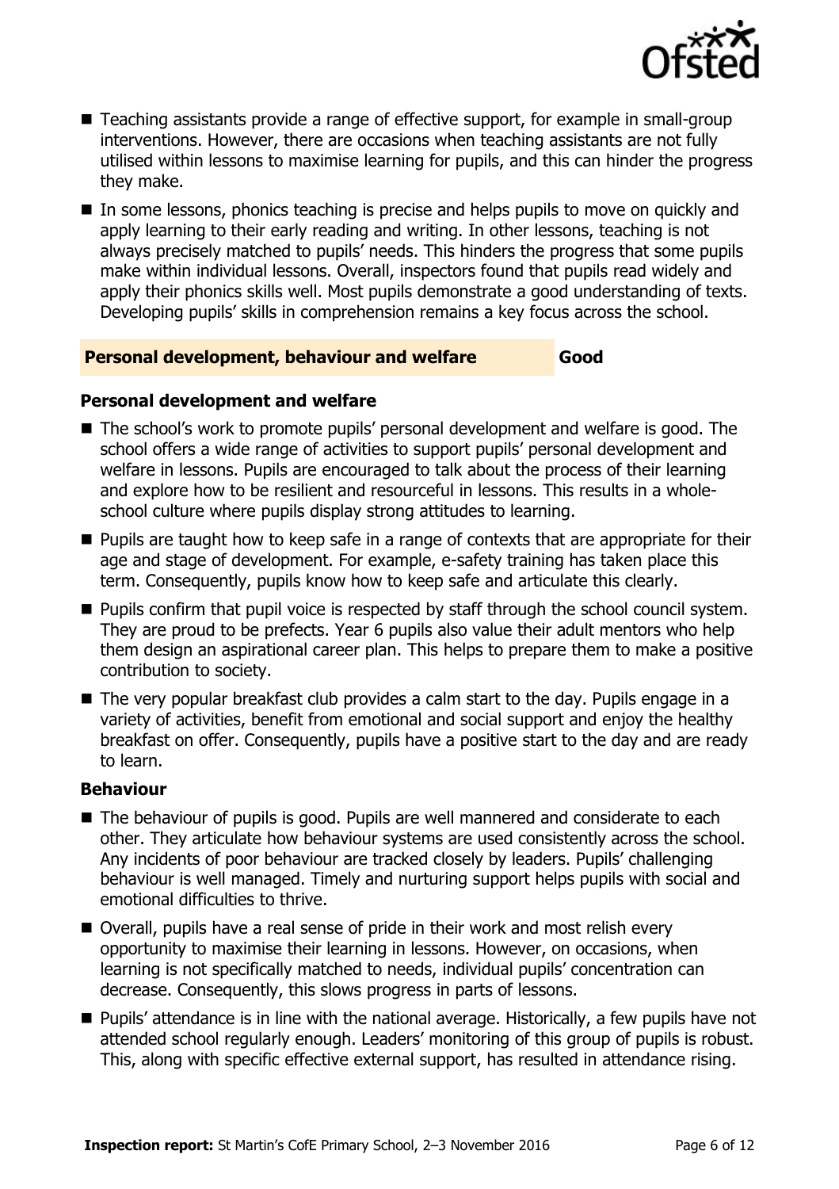- Teaching assistants provide a range of effective support, for example in small-group interventions. However, there are occasions when teaching assistants are not fully utilised within lessons to maximise learning for pupils, and this can hinder the progress they make.
- In some lessons, phonics teaching is precise and helps pupils to move on quickly and apply learning to their early reading and writing. In other lessons, teaching is not always precisely matched to pupils' needs. This hinders the progress that some pupils make within individual lessons. Overall, inspectors found that pupils read widely and apply their phonics skills well. Most pupils demonstrate a good understanding of texts. Developing pupils' skills in comprehension remains a key focus across the school.

## Personal development, behaviour and welfare — Good

### Personal development and welfare

- The school's work to promote pupils' personal development and welfare is good. The school offers a wide range of activities to support pupils' personal development and welfare in lessons. Pupils are encouraged to talk about the process of their learning and explore how to be resilient and resourceful in lessons. This results in a whole-school culture where pupils display strong attitudes to learning.
- Pupils are taught how to keep safe in a range of contexts that are appropriate for their age and stage of development. For example, e-safety training has taken place this term. Consequently, pupils know how to keep safe and articulate this clearly.
- Pupils confirm that pupil voice is respected by staff through the school council system. They are proud to be prefects. Year 6 pupils also value their adult mentors who help them design an aspirational career plan. This helps to prepare them to make a positive contribution to society.
- The very popular breakfast club provides a calm start to the day. Pupils engage in a variety of activities, benefit from emotional and social support and enjoy the healthy breakfast on offer. Consequently, pupils have a positive start to the day and are ready to learn.

### Behaviour

- The behaviour of pupils is good. Pupils are well mannered and considerate to each other. They articulate how behaviour systems are used consistently across the school. Any incidents of poor behaviour are tracked closely by leaders. Pupils' challenging behaviour is well managed. Timely and nurturing support helps pupils with social and emotional difficulties to thrive.
- Overall, pupils have a real sense of pride in their work and most relish every opportunity to maximise their learning in lessons. However, on occasions, when learning is not specifically matched to needs, individual pupils' concentration can decrease. Consequently, this slows progress in parts of lessons.
- Pupils' attendance is in line with the national average. Historically, a few pupils have not attended school regularly enough. Leaders' monitoring of this group of pupils is robust. This, along with specific effective external support, has resulted in attendance rising.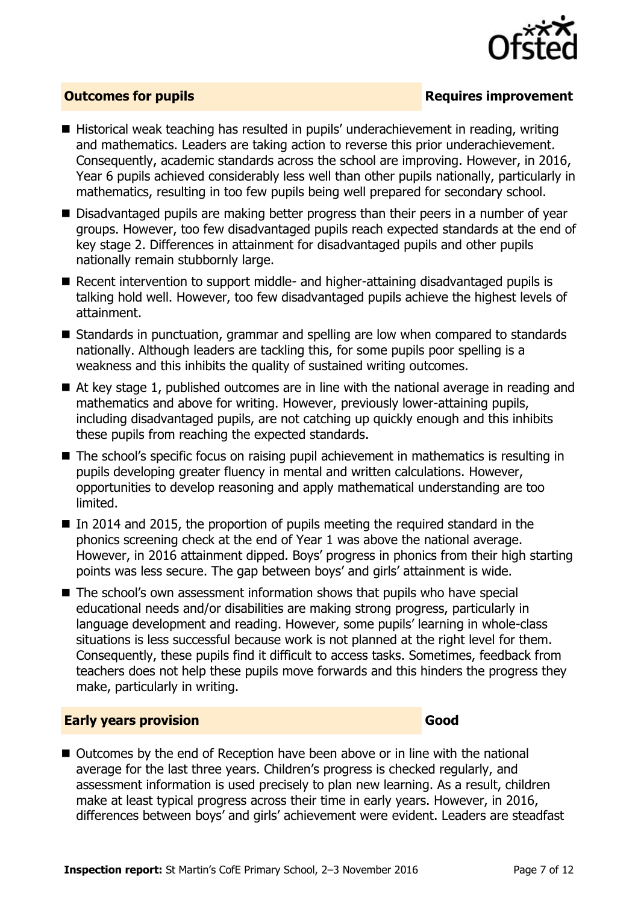## Outcomes for pupils — Requires improvement

- Historical weak teaching has resulted in pupils' underachievement in reading, writing and mathematics. Leaders are taking action to reverse this prior underachievement. Consequently, academic standards across the school are improving. However, in 2016, Year 6 pupils achieved considerably less well than other pupils nationally, particularly in mathematics, resulting in too few pupils being well prepared for secondary school.
- Disadvantaged pupils are making better progress than their peers in a number of year groups. However, too few disadvantaged pupils reach expected standards at the end of key stage 2. Differences in attainment for disadvantaged pupils and other pupils nationally remain stubbornly large.
- Recent intervention to support middle- and higher-attaining disadvantaged pupils is talking hold well. However, too few disadvantaged pupils achieve the highest levels of attainment.
- Standards in punctuation, grammar and spelling are low when compared to standards nationally. Although leaders are tackling this, for some pupils poor spelling is a weakness and this inhibits the quality of sustained writing outcomes.
- At key stage 1, published outcomes are in line with the national average in reading and mathematics and above for writing. However, previously lower-attaining pupils, including disadvantaged pupils, are not catching up quickly enough and this inhibits these pupils from reaching the expected standards.
- The school's specific focus on raising pupil achievement in mathematics is resulting in pupils developing greater fluency in mental and written calculations. However, opportunities to develop reasoning and apply mathematical understanding are too limited.
- In 2014 and 2015, the proportion of pupils meeting the required standard in the phonics screening check at the end of Year 1 was above the national average. However, in 2016 attainment dipped. Boys' progress in phonics from their high starting points was less secure. The gap between boys' and girls' attainment is wide.
- The school's own assessment information shows that pupils who have special educational needs and/or disabilities are making strong progress, particularly in language development and reading. However, some pupils' learning in whole-class situations is less successful because work is not planned at the right level for them. Consequently, these pupils find it difficult to access tasks. Sometimes, feedback from teachers does not help these pupils move forwards and this hinders the progress they make, particularly in writing.

## Early years provision — Good

- Outcomes by the end of Reception have been above or in line with the national average for the last three years. Children's progress is checked regularly, and assessment information is used precisely to plan new learning. As a result, children make at least typical progress across their time in early years. However, in 2016, differences between boys' and girls' achievement were evident. Leaders are steadfast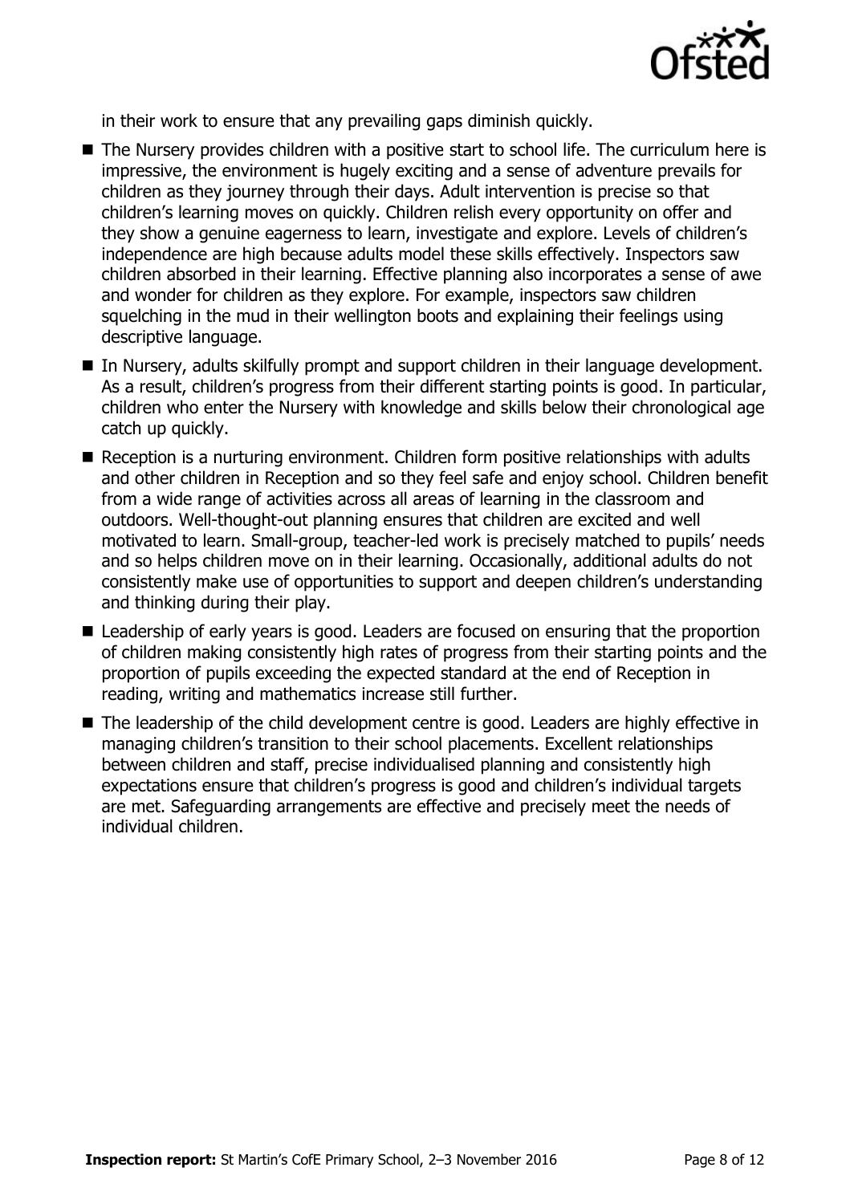in their work to ensure that any prevailing gaps diminish quickly.

- The Nursery provides children with a positive start to school life. The curriculum here is impressive, the environment is hugely exciting and a sense of adventure prevails for children as they journey through their days. Adult intervention is precise so that children's learning moves on quickly. Children relish every opportunity on offer and they show a genuine eagerness to learn, investigate and explore. Levels of children's independence are high because adults model these skills effectively. Inspectors saw children absorbed in their learning. Effective planning also incorporates a sense of awe and wonder for children as they explore. For example, inspectors saw children squelching in the mud in their wellington boots and explaining their feelings using descriptive language.
- In Nursery, adults skilfully prompt and support children in their language development. As a result, children's progress from their different starting points is good. In particular, children who enter the Nursery with knowledge and skills below their chronological age catch up quickly.
- Reception is a nurturing environment. Children form positive relationships with adults and other children in Reception and so they feel safe and enjoy school. Children benefit from a wide range of activities across all areas of learning in the classroom and outdoors. Well-thought-out planning ensures that children are excited and well motivated to learn. Small-group, teacher-led work is precisely matched to pupils' needs and so helps children move on in their learning. Occasionally, additional adults do not consistently make use of opportunities to support and deepen children's understanding and thinking during their play.
- Leadership of early years is good. Leaders are focused on ensuring that the proportion of children making consistently high rates of progress from their starting points and the proportion of pupils exceeding the expected standard at the end of Reception in reading, writing and mathematics increase still further.
- The leadership of the child development centre is good. Leaders are highly effective in managing children's transition to their school placements. Excellent relationships between children and staff, precise individualised planning and consistently high expectations ensure that children's progress is good and children's individual targets are met. Safeguarding arrangements are effective and precisely meet the needs of individual children.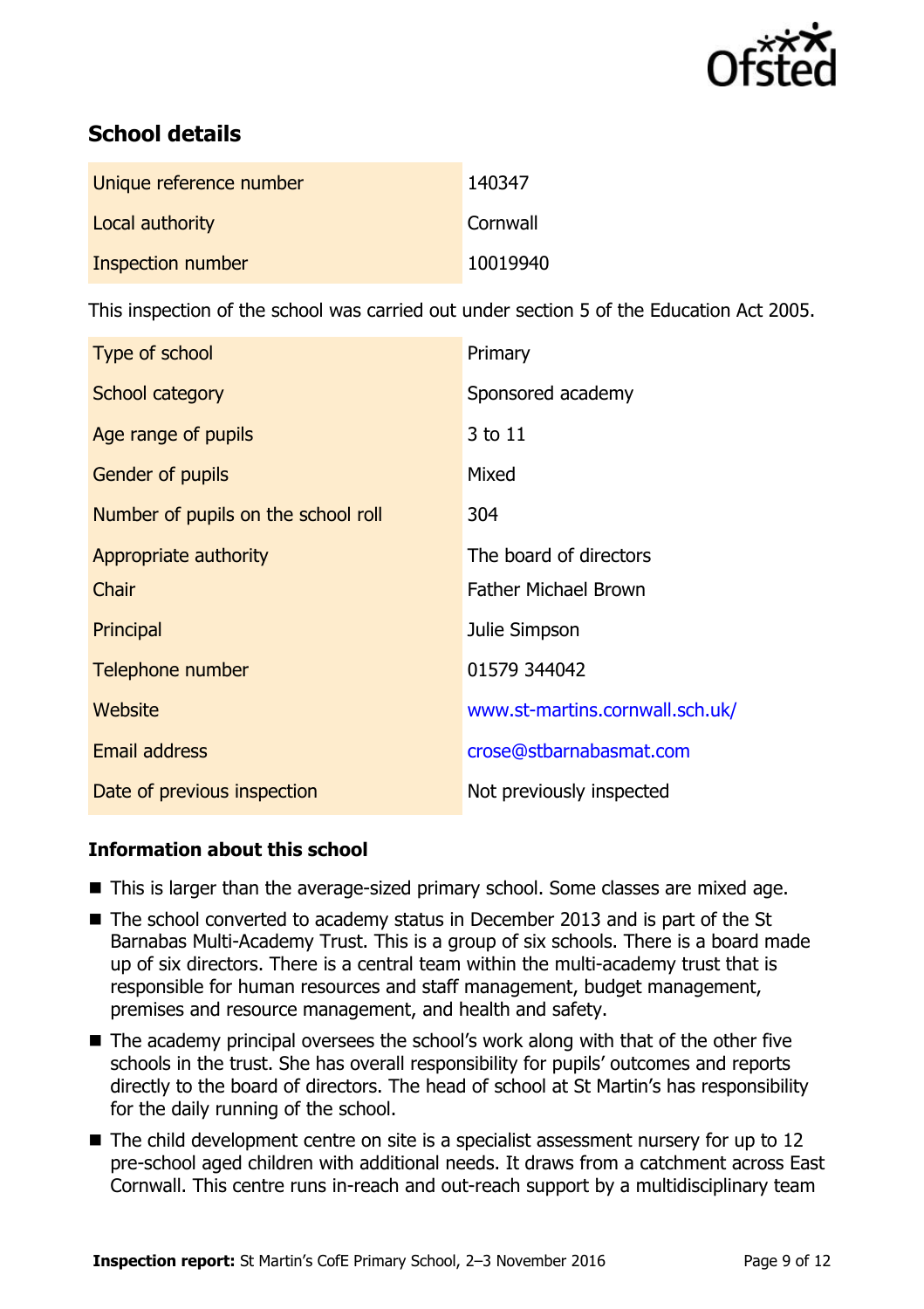## School details

| | |
|---|---|
| Unique reference number | 140347 |
| Local authority | Cornwall |
| Inspection number | 10019940 |

This inspection of the school was carried out under section 5 of the Education Act 2005.

| | |
|---|---|
| Type of school | Primary |
| School category | Sponsored academy |
| Age range of pupils | 3 to 11 |
| Gender of pupils | Mixed |
| Number of pupils on the school roll | 304 |
| Appropriate authority | The board of directors |
| Chair | Father Michael Brown |
| Principal | Julie Simpson |
| Telephone number | 01579 344042 |
| Website | www.st-martins.cornwall.sch.uk/ |
| Email address | crose@stbarnabasmat.com |
| Date of previous inspection | Not previously inspected |

### Information about this school

- This is larger than the average-sized primary school. Some classes are mixed age.
- The school converted to academy status in December 2013 and is part of the St Barnabas Multi-Academy Trust. This is a group of six schools. There is a board made up of six directors. There is a central team within the multi-academy trust that is responsible for human resources and staff management, budget management, premises and resource management, and health and safety.
- The academy principal oversees the school's work along with that of the other five schools in the trust. She has overall responsibility for pupils' outcomes and reports directly to the board of directors. The head of school at St Martin's has responsibility for the daily running of the school.
- The child development centre on site is a specialist assessment nursery for up to 12 pre-school aged children with additional needs. It draws from a catchment across East Cornwall. This centre runs in-reach and out-reach support by a multidisciplinary team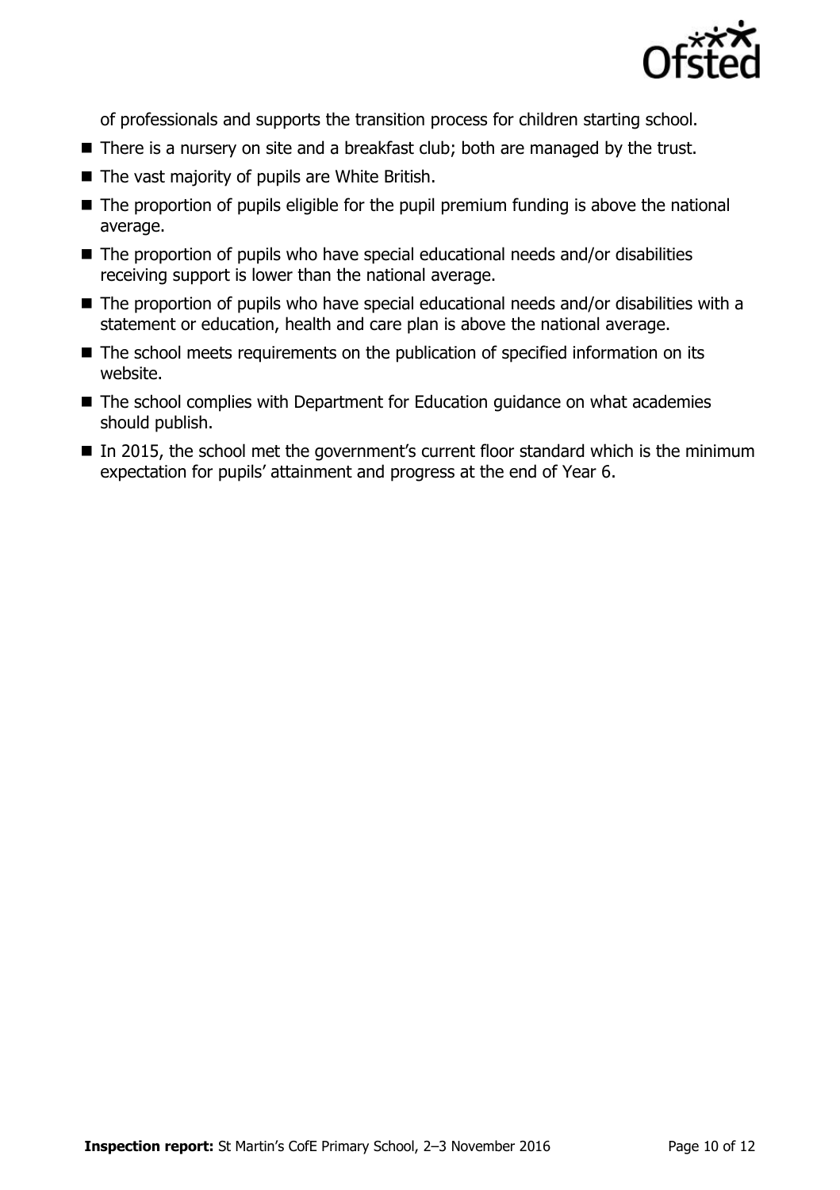of professionals and supports the transition process for children starting school.

- There is a nursery on site and a breakfast club; both are managed by the trust.
- The vast majority of pupils are White British.
- The proportion of pupils eligible for the pupil premium funding is above the national average.
- The proportion of pupils who have special educational needs and/or disabilities receiving support is lower than the national average.
- The proportion of pupils who have special educational needs and/or disabilities with a statement or education, health and care plan is above the national average.
- The school meets requirements on the publication of specified information on its website.
- The school complies with Department for Education guidance on what academies should publish.
- In 2015, the school met the government's current floor standard which is the minimum expectation for pupils' attainment and progress at the end of Year 6.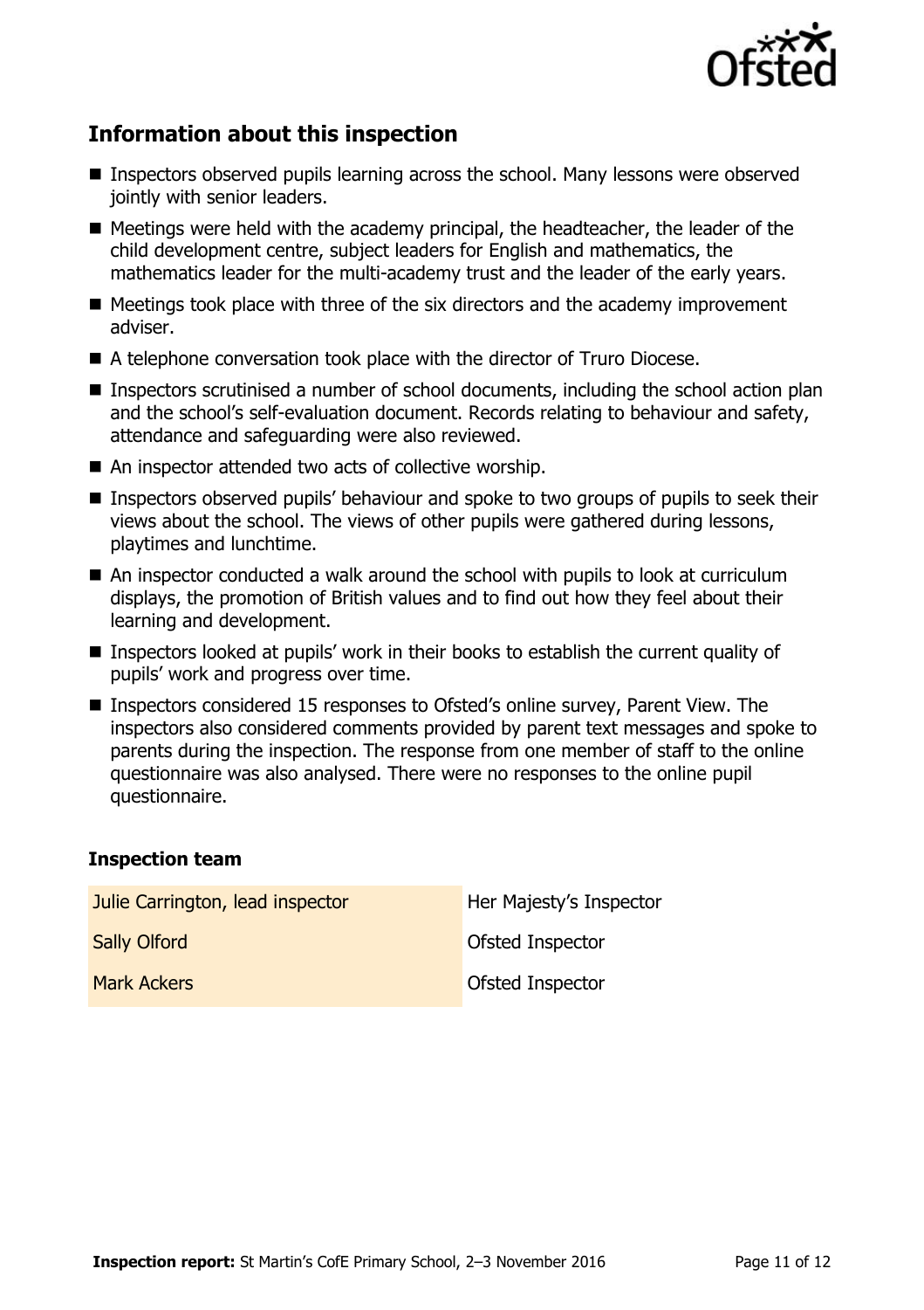## Information about this inspection

- Inspectors observed pupils learning across the school. Many lessons were observed jointly with senior leaders.
- Meetings were held with the academy principal, the headteacher, the leader of the child development centre, subject leaders for English and mathematics, the mathematics leader for the multi-academy trust and the leader of the early years.
- Meetings took place with three of the six directors and the academy improvement adviser.
- A telephone conversation took place with the director of Truro Diocese.
- Inspectors scrutinised a number of school documents, including the school action plan and the school's self-evaluation document. Records relating to behaviour and safety, attendance and safeguarding were also reviewed.
- An inspector attended two acts of collective worship.
- Inspectors observed pupils' behaviour and spoke to two groups of pupils to seek their views about the school. The views of other pupils were gathered during lessons, playtimes and lunchtime.
- An inspector conducted a walk around the school with pupils to look at curriculum displays, the promotion of British values and to find out how they feel about their learning and development.
- Inspectors looked at pupils' work in their books to establish the current quality of pupils' work and progress over time.
- Inspectors considered 15 responses to Ofsted's online survey, Parent View. The inspectors also considered comments provided by parent text messages and spoke to parents during the inspection. The response from one member of staff to the online questionnaire was also analysed. There were no responses to the online pupil questionnaire.

### Inspection team

| | |
|---|---|
| Julie Carrington, lead inspector | Her Majesty's Inspector |
| Sally Olford | Ofsted Inspector |
| Mark Ackers | Ofsted Inspector |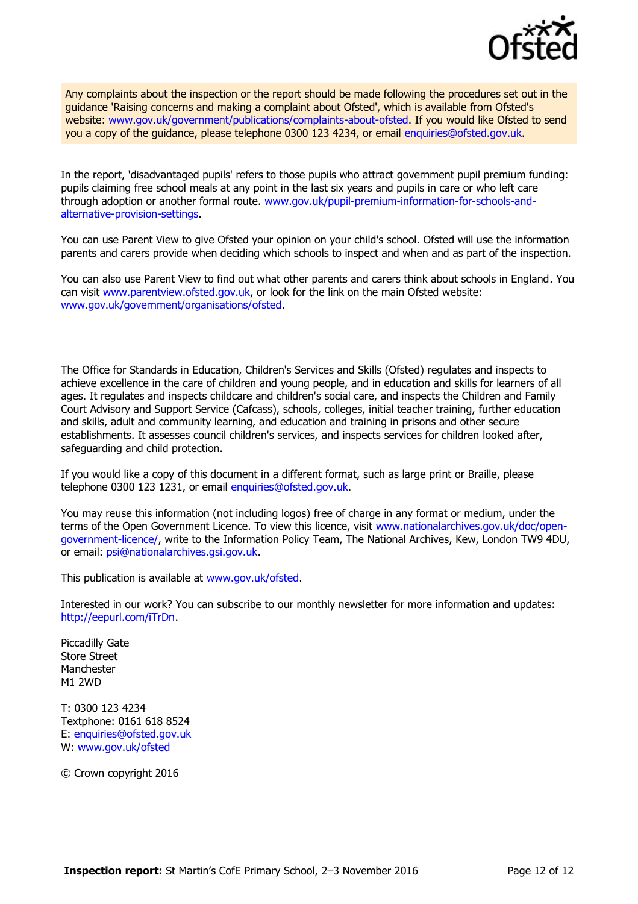Any complaints about the inspection or the report should be made following the procedures set out in the guidance 'Raising concerns and making a complaint about Ofsted', which is available from Ofsted's website: www.gov.uk/government/publications/complaints-about-ofsted. If you would like Ofsted to send you a copy of the guidance, please telephone 0300 123 4234, or email enquiries@ofsted.gov.uk.

In the report, 'disadvantaged pupils' refers to those pupils who attract government pupil premium funding: pupils claiming free school meals at any point in the last six years and pupils in care or who left care through adoption or another formal route. www.gov.uk/pupil-premium-information-for-schools-and-alternative-provision-settings.

You can use Parent View to give Ofsted your opinion on your child's school. Ofsted will use the information parents and carers provide when deciding which schools to inspect and when and as part of the inspection.

You can also use Parent View to find out what other parents and carers think about schools in England. You can visit www.parentview.ofsted.gov.uk, or look for the link on the main Ofsted website: www.gov.uk/government/organisations/ofsted.

The Office for Standards in Education, Children's Services and Skills (Ofsted) regulates and inspects to achieve excellence in the care of children and young people, and in education and skills for learners of all ages. It regulates and inspects childcare and children's social care, and inspects the Children and Family Court Advisory and Support Service (Cafcass), schools, colleges, initial teacher training, further education and skills, adult and community learning, and education and training in prisons and other secure establishments. It assesses council children's services, and inspects services for children looked after, safeguarding and child protection.

If you would like a copy of this document in a different format, such as large print or Braille, please telephone 0300 123 1231, or email enquiries@ofsted.gov.uk.

You may reuse this information (not including logos) free of charge in any format or medium, under the terms of the Open Government Licence. To view this licence, visit www.nationalarchives.gov.uk/doc/open-government-licence/, write to the Information Policy Team, The National Archives, Kew, London TW9 4DU, or email: psi@nationalarchives.gsi.gov.uk.

This publication is available at www.gov.uk/ofsted.

Interested in our work? You can subscribe to our monthly newsletter for more information and updates: http://eepurl.com/iTrDn.

Piccadilly Gate  
Store Street  
Manchester  
M1 2WD

T: 0300 123 4234  
Textphone: 0161 618 8524  
E: enquiries@ofsted.gov.uk  
W: www.gov.uk/ofsted

© Crown copyright 2016